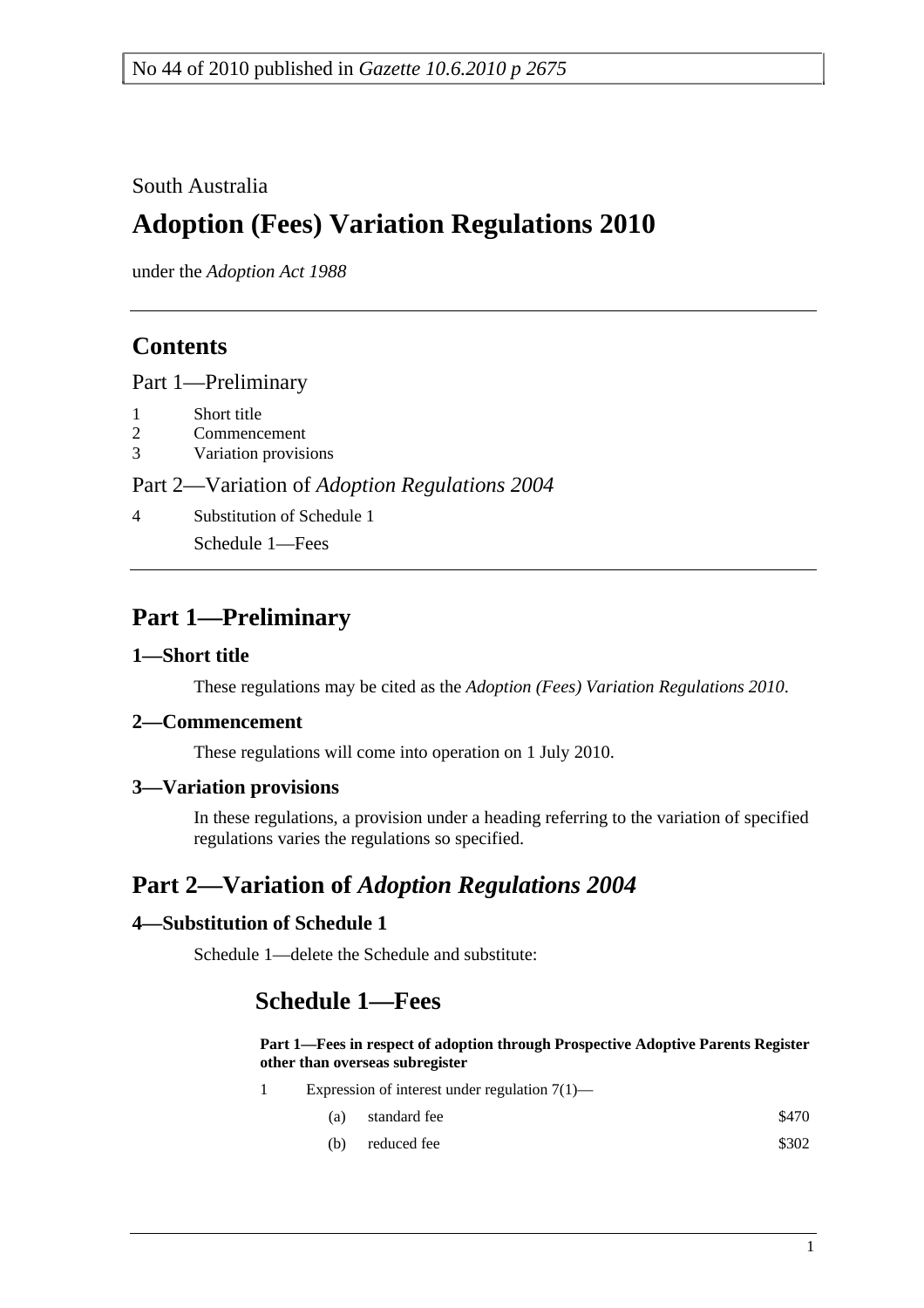No 44 of 2010 published in *Gazette 10.6.2010 p 2675*

South Australia

# Adoption (Fees) Variation Regulations 2010

under the *Adoption Act 1988*

## Contents

Part 1—Preliminary

1 Short title
2 Commencement
3 Variation provisions

Part 2—Variation of *Adoption Regulations 2004*

4 Substitution of Schedule 1

Schedule 1—Fees

## Part 1—Preliminary

### 1—Short title

These regulations may be cited as the *Adoption (Fees) Variation Regulations 2010*.

### 2—Commencement

These regulations will come into operation on 1 July 2010.

### 3—Variation provisions

In these regulations, a provision under a heading referring to the variation of specified regulations varies the regulations so specified.

## Part 2—Variation of *Adoption Regulations 2004*

### 4—Substitution of Schedule 1

Schedule 1—delete the Schedule and substitute:

## Schedule 1—Fees

**Part 1—Fees in respect of adoption through Prospective Adoptive Parents Register other than overseas subregister**

1 Expression of interest under regulation 7(1)—

| | | |
|---|---|---|
| (a) | standard fee | \$470 |
| (b) | reduced fee | \$302 |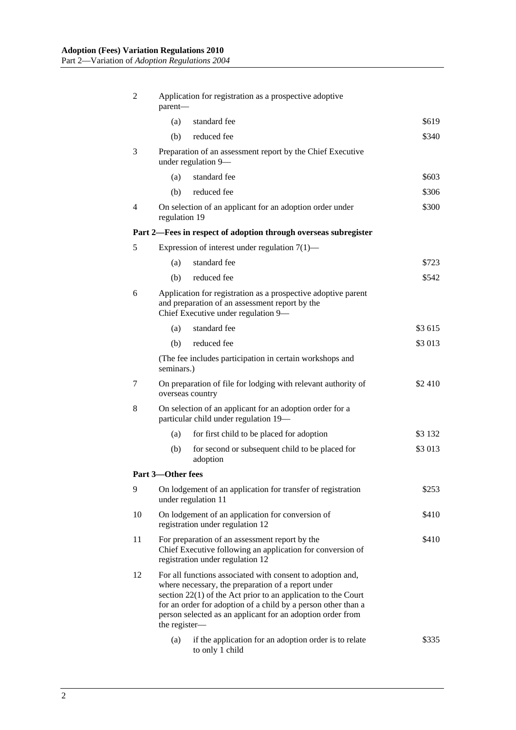| | | | |
|---|---|---|---|
| 2 | Application for registration as a prospective adoptive parent— | | |
| | (a) | standard fee | $619 |
| | (b) | reduced fee | $340 |
| 3 | Preparation of an assessment report by the Chief Executive under regulation 9— | | |
| | (a) | standard fee | $603 |
| | (b) | reduced fee | $306 |
| 4 | On selection of an applicant for an adoption order under regulation 19 | | $300 |
| **Part 2—Fees in respect of adoption through overseas subregister** | | | |
| 5 | Expression of interest under regulation 7(1)— | | |
| | (a) | standard fee | $723 |
| | (b) | reduced fee | $542 |
| 6 | Application for registration as a prospective adoptive parent and preparation of an assessment report by the Chief Executive under regulation 9— | | |
| | (a) | standard fee | $3 615 |
| | (b) | reduced fee | $3 013 |
| | (The fee includes participation in certain workshops and seminars.) | | |
| 7 | On preparation of file for lodging with relevant authority of overseas country | | $2 410 |
| 8 | On selection of an applicant for an adoption order for a particular child under regulation 19— | | |
| | (a) | for first child to be placed for adoption | $3 132 |
| | (b) | for second or subsequent child to be placed for adoption | $3 013 |
| **Part 3—Other fees** | | | |
| 9 | On lodgement of an application for transfer of registration under regulation 11 | | $253 |
| 10 | On lodgement of an application for conversion of registration under regulation 12 | | $410 |
| 11 | For preparation of an assessment report by the Chief Executive following an application for conversion of registration under regulation 12 | | $410 |
| 12 | For all functions associated with consent to adoption and, where necessary, the preparation of a report under section 22(1) of the Act prior to an application to the Court for an order for adoption of a child by a person other than a person selected as an applicant for an adoption order from the register— | | |
| | (a) | if the application for an adoption order is to relate to only 1 child | $335 |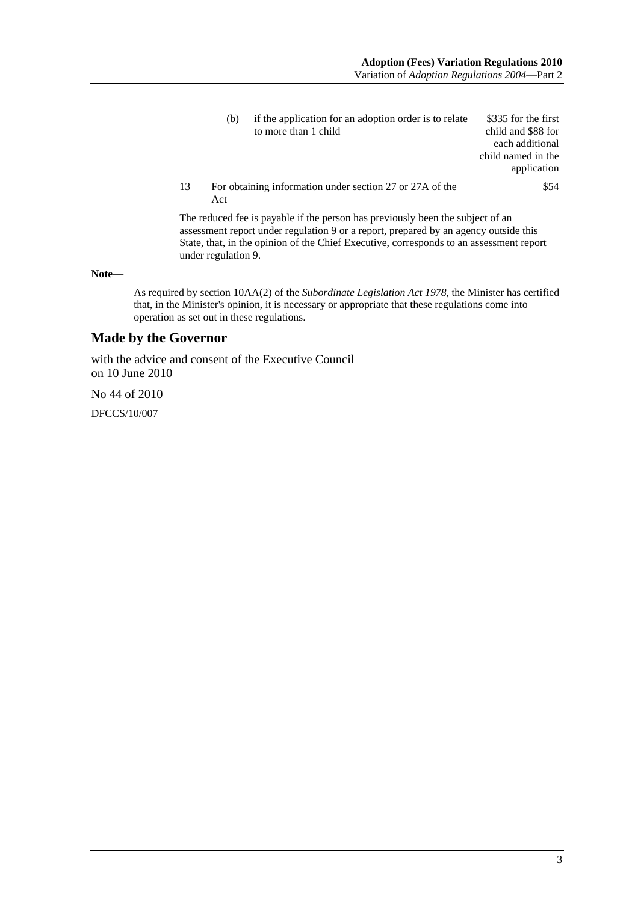| | | | |
|---|---|---|---|
| | (b) | if the application for an adoption order is to relate to more than 1 child | \$335 for the first child and \$88 for each additional child named in the application |
| 13 | | For obtaining information under section 27 or 27A of the Act | \$54 |

The reduced fee is payable if the person has previously been the subject of an assessment report under regulation 9 or a report, prepared by an agency outside this State, that, in the opinion of the Chief Executive, corresponds to an assessment report under regulation 9.

**Note—**

As required by section 10AA(2) of the *Subordinate Legislation Act 1978*, the Minister has certified that, in the Minister's opinion, it is necessary or appropriate that these regulations come into operation as set out in these regulations.

## Made by the Governor

with the advice and consent of the Executive Council on 10 June 2010

No 44 of 2010

DFCCS/10/007